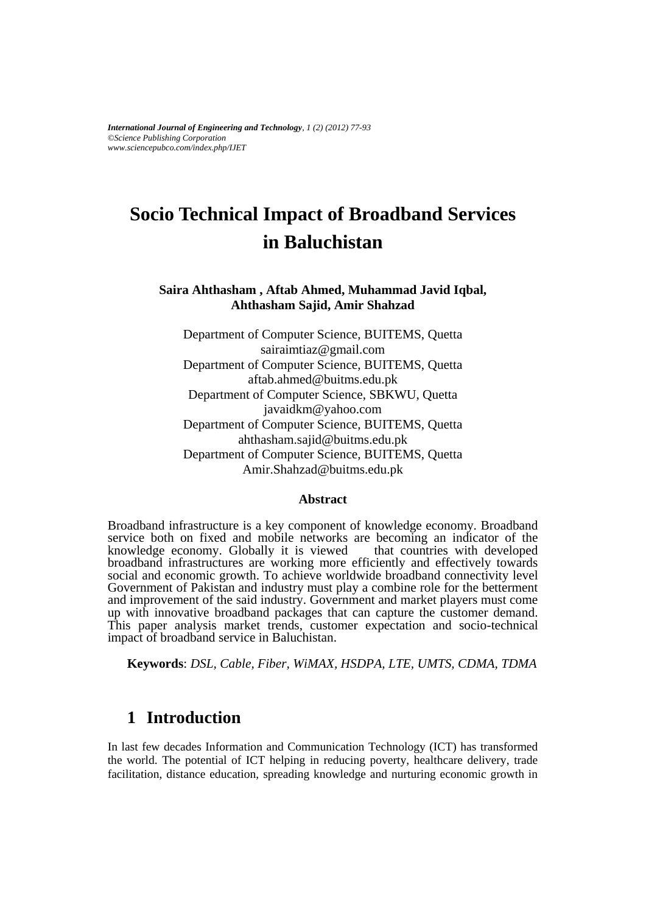# Socio Technical Impact of Broadband Services in Baluchistan

**Saira Ahthasham , Aftab Ahmed, Muhammad Javid Iqbal, Ahthasham Sajid, Amir Shahzad**

Department of Computer Science, BUITEMS, Quetta
sairaimtiaz@gmail.com
Department of Computer Science, BUITEMS, Quetta
aftab.ahmed@buitms.edu.pk
Department of Computer Science, SBKWU, Quetta
javaidkm@yahoo.com
Department of Computer Science, BUITEMS, Quetta
ahthasham.sajid@buitms.edu.pk
Department of Computer Science, BUITEMS, Quetta
Amir.Shahzad@buitms.edu.pk

**Abstract**

Broadband infrastructure is a key component of knowledge economy. Broadband service both on fixed and mobile networks are becoming an indicator of the knowledge economy. Globally it is viewed that countries with developed broadband infrastructures are working more efficiently and effectively towards social and economic growth. To achieve worldwide broadband connectivity level Government of Pakistan and industry must play a combine role for the betterment and improvement of the said industry. Government and market players must come up with innovative broadband packages that can capture the customer demand. This paper analysis market trends, customer expectation and socio-technical impact of broadband service in Baluchistan.

**Keywords**: *DSL, Cable, Fiber, WiMAX, HSDPA, LTE, UMTS, CDMA, TDMA*

## 1 Introduction

In last few decades Information and Communication Technology (ICT) has transformed the world. The potential of ICT helping in reducing poverty, healthcare delivery, trade facilitation, distance education, spreading knowledge and nurturing economic growth in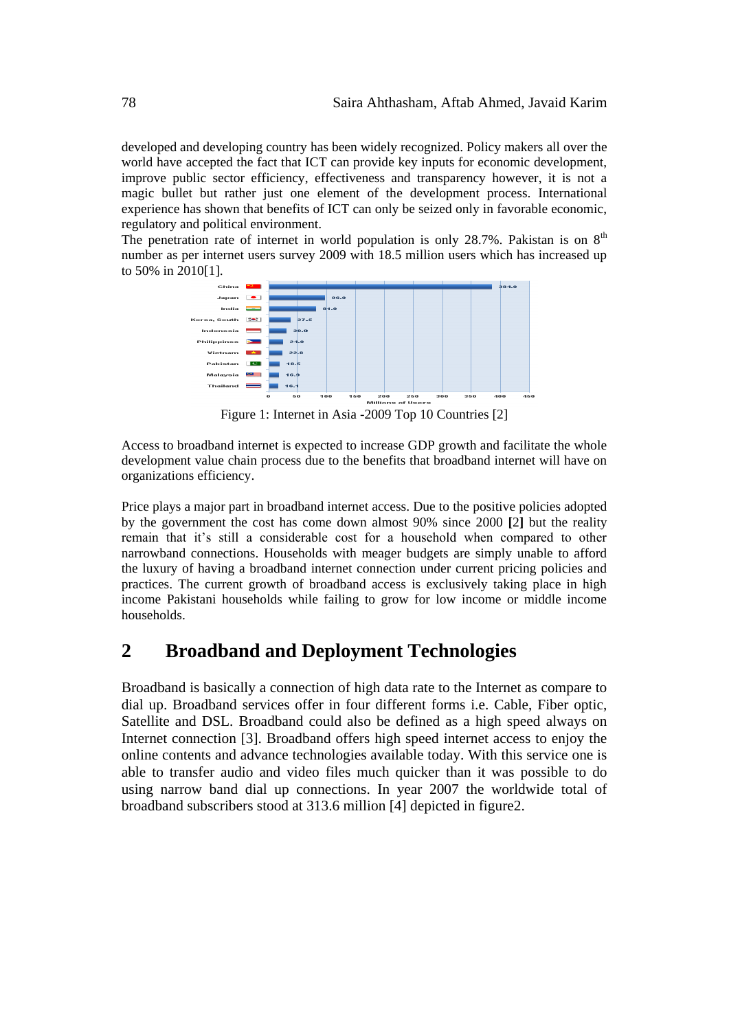developed and developing country has been widely recognized. Policy makers all over the world have accepted the fact that ICT can provide key inputs for economic development, improve public sector efficiency, effectiveness and transparency however, it is not a magic bullet but rather just one element of the development process. International experience has shown that benefits of ICT can only be seized only in favorable economic, regulatory and political environment.

The penetration rate of internet in world population is only 28.7%. Pakistan is on 8th number as per internet users survey 2009 with 18.5 million users which has increased up to 50% in 2010[1].

Figure 1: Internet in Asia -2009 Top 10 Countries [2]

Access to broadband internet is expected to increase GDP growth and facilitate the whole development value chain process due to the benefits that broadband internet will have on organizations efficiency.

Price plays a major part in broadband internet access. Due to the positive policies adopted by the government the cost has come down almost 90% since 2000 **[**2**]** but the reality remain that it's still a considerable cost for a household when compared to other narrowband connections. Households with meager budgets are simply unable to afford the luxury of having a broadband internet connection under current pricing policies and practices. The current growth of broadband access is exclusively taking place in high income Pakistani households while failing to grow for low income or middle income households.

## 2 Broadband and Deployment Technologies

Broadband is basically a connection of high data rate to the Internet as compare to dial up. Broadband services offer in four different forms i.e. Cable, Fiber optic, Satellite and DSL. Broadband could also be defined as a high speed always on Internet connection [3]. Broadband offers high speed internet access to enjoy the online contents and advance technologies available today. With this service one is able to transfer audio and video files much quicker than it was possible to do using narrow band dial up connections. In year 2007 the worldwide total of broadband subscribers stood at 313.6 million [4] depicted in figure2.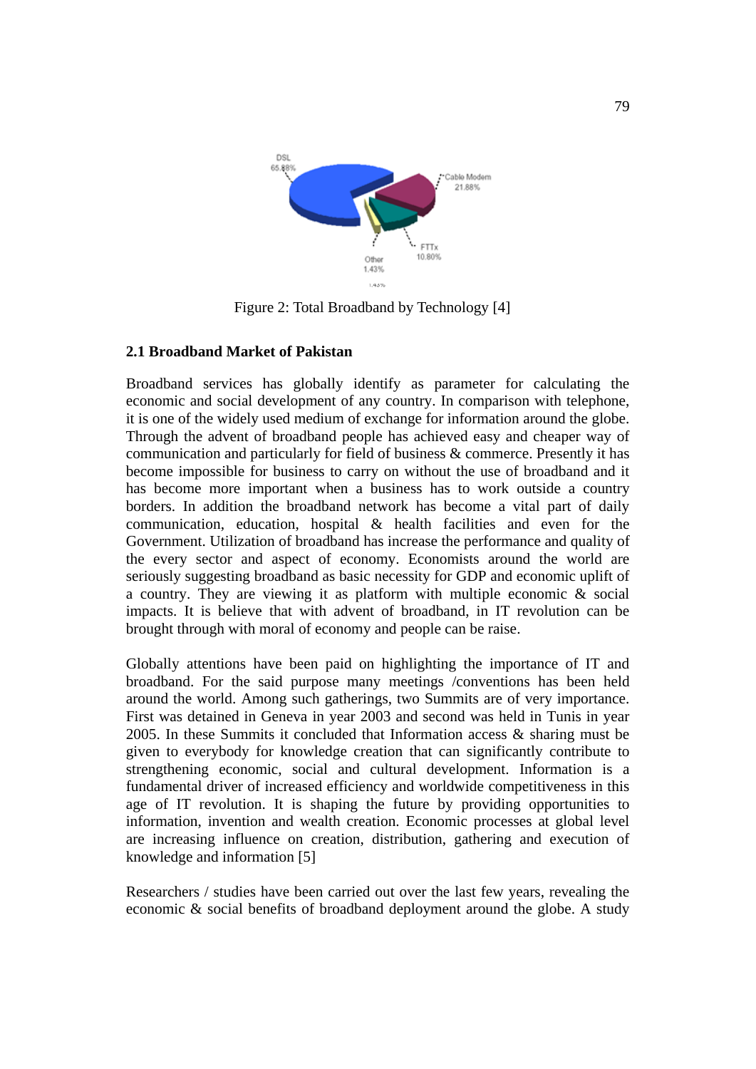Figure 2: Total Broadband by Technology [4]

### 2.1 Broadband Market of Pakistan

Broadband services has globally identify as parameter for calculating the economic and social development of any country. In comparison with telephone, it is one of the widely used medium of exchange for information around the globe. Through the advent of broadband people has achieved easy and cheaper way of communication and particularly for field of business & commerce. Presently it has become impossible for business to carry on without the use of broadband and it has become more important when a business has to work outside a country borders. In addition the broadband network has become a vital part of daily communication, education, hospital & health facilities and even for the Government. Utilization of broadband has increase the performance and quality of the every sector and aspect of economy. Economists around the world are seriously suggesting broadband as basic necessity for GDP and economic uplift of a country. They are viewing it as platform with multiple economic & social impacts. It is believe that with advent of broadband, in IT revolution can be brought through with moral of economy and people can be raise.

Globally attentions have been paid on highlighting the importance of IT and broadband. For the said purpose many meetings /conventions has been held around the world. Among such gatherings, two Summits are of very importance. First was detained in Geneva in year 2003 and second was held in Tunis in year 2005. In these Summits it concluded that Information access & sharing must be given to everybody for knowledge creation that can significantly contribute to strengthening economic, social and cultural development. Information is a fundamental driver of increased efficiency and worldwide competitiveness in this age of IT revolution. It is shaping the future by providing opportunities to information, invention and wealth creation. Economic processes at global level are increasing influence on creation, distribution, gathering and execution of knowledge and information [5]

Researchers / studies have been carried out over the last few years, revealing the economic & social benefits of broadband deployment around the globe. A study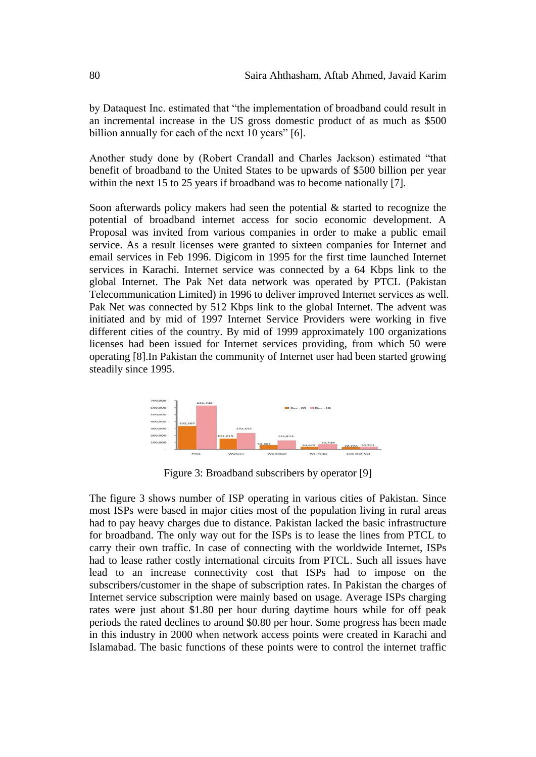by Dataquest Inc. estimated that "the implementation of broadband could result in an incremental increase in the US gross domestic product of as much as $500 billion annually for each of the next 10 years" [6].

Another study done by (Robert Crandall and Charles Jackson) estimated "that benefit of broadband to the United States to be upwards of $500 billion per year within the next 15 to 25 years if broadband was to become nationally [7].

Soon afterwards policy makers had seen the potential & started to recognize the potential of broadband internet access for socio economic development. A Proposal was invited from various companies in order to make a public email service. As a result licenses were granted to sixteen companies for Internet and email services in Feb 1996. Digicom in 1995 for the first time launched Internet services in Karachi. Internet service was connected by a 64 Kbps link to the global Internet. The Pak Net data network was operated by PTCL (Pakistan Telecommunication Limited) in 1996 to deliver improved Internet services as well. Pak Net was connected by 512 Kbps link to the global Internet. The advent was initiated and by mid of 1997 Internet Service Providers were working in five different cities of the country. By mid of 1999 approximately 100 organizations licenses had been issued for Internet services providing, from which 50 were operating [8].In Pakistan the community of Internet user had been started growing steadily since 1995.

Figure 3: Broadband subscribers by operator [9]

The figure 3 shows number of ISP operating in various cities of Pakistan. Since most ISPs were based in major cities most of the population living in rural areas had to pay heavy charges due to distance. Pakistan lacked the basic infrastructure for broadband. The only way out for the ISPs is to lease the lines from PTCL to carry their own traffic. In case of connecting with the worldwide Internet, ISPs had to lease rather costly international circuits from PTCL. Such all issues have lead to an increase connectivity cost that ISPs had to impose on the subscribers/customer in the shape of subscription rates. In Pakistan the charges of Internet service subscription were mainly based on usage. Average ISPs charging rates were just about $1.80 per hour during daytime hours while for off peak periods the rated declines to around $0.80 per hour. Some progress has been made in this industry in 2000 when network access points were created in Karachi and Islamabad. The basic functions of these points were to control the internet traffic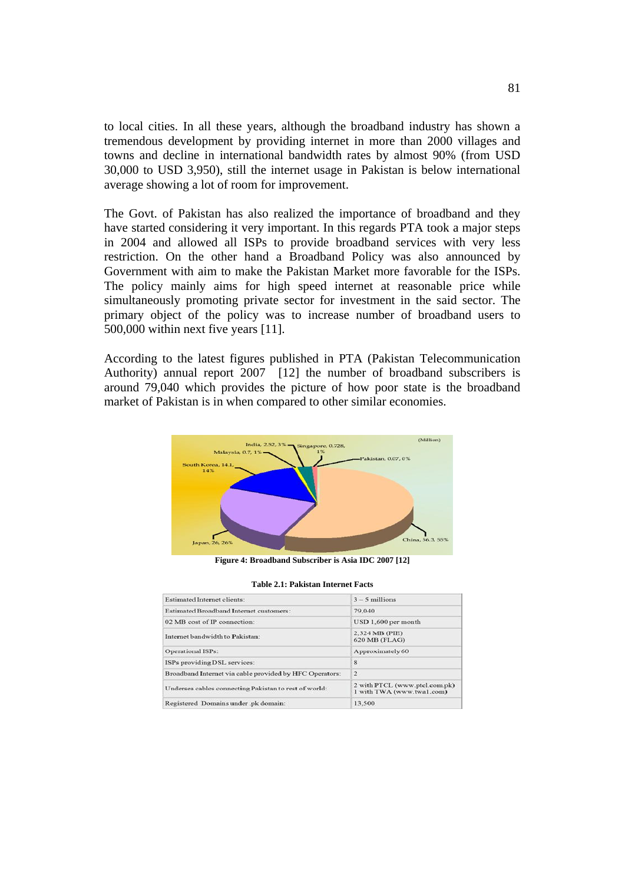to local cities. In all these years, although the broadband industry has shown a tremendous development by providing internet in more than 2000 villages and towns and decline in international bandwidth rates by almost 90% (from USD 30,000 to USD 3,950), still the internet usage in Pakistan is below international average showing a lot of room for improvement.

The Govt. of Pakistan has also realized the importance of broadband and they have started considering it very important. In this regards PTA took a major steps in 2004 and allowed all ISPs to provide broadband services with very less restriction. On the other hand a Broadband Policy was also announced by Government with aim to make the Pakistan Market more favorable for the ISPs. The policy mainly aims for high speed internet at reasonable price while simultaneously promoting private sector for investment in the said sector. The primary object of the policy was to increase number of broadband users to 500,000 within next five years [11].

According to the latest figures published in PTA (Pakistan Telecommunication Authority) annual report 2007 [12] the number of broadband subscribers is around 79,040 which provides the picture of how poor state is the broadband market of Pakistan is in when compared to other similar economies.

**Figure 4: Broadband Subscriber is Asia IDC 2007 [12]**

**Table 2.1: Pakistan Internet Facts**

| | |
|---|---|
| Estimated Internet clients: | 3 – 5 millions |
| Estimated Broadband Internet customers: | 79,040 |
| 02 MB cost of IP connection: | USD 1,600 per month |
| Internet bandwidth to Pakistan: | 2,324 MB (PIE)<br>620 MB (FLAG) |
| Operational ISPs: | Approximately 60 |
| ISPs providing DSL services: | 8 |
| Broadband Internet via cable provided by HFC Operators: | 2 |
| Undersea cables connecting Pakistan to rest of world: | 2 with PTCL (www.ptcl.com.pk)<br>1 with TWA (www.twa1.com) |
| Registered Domains under .pk domain: | 13,500 |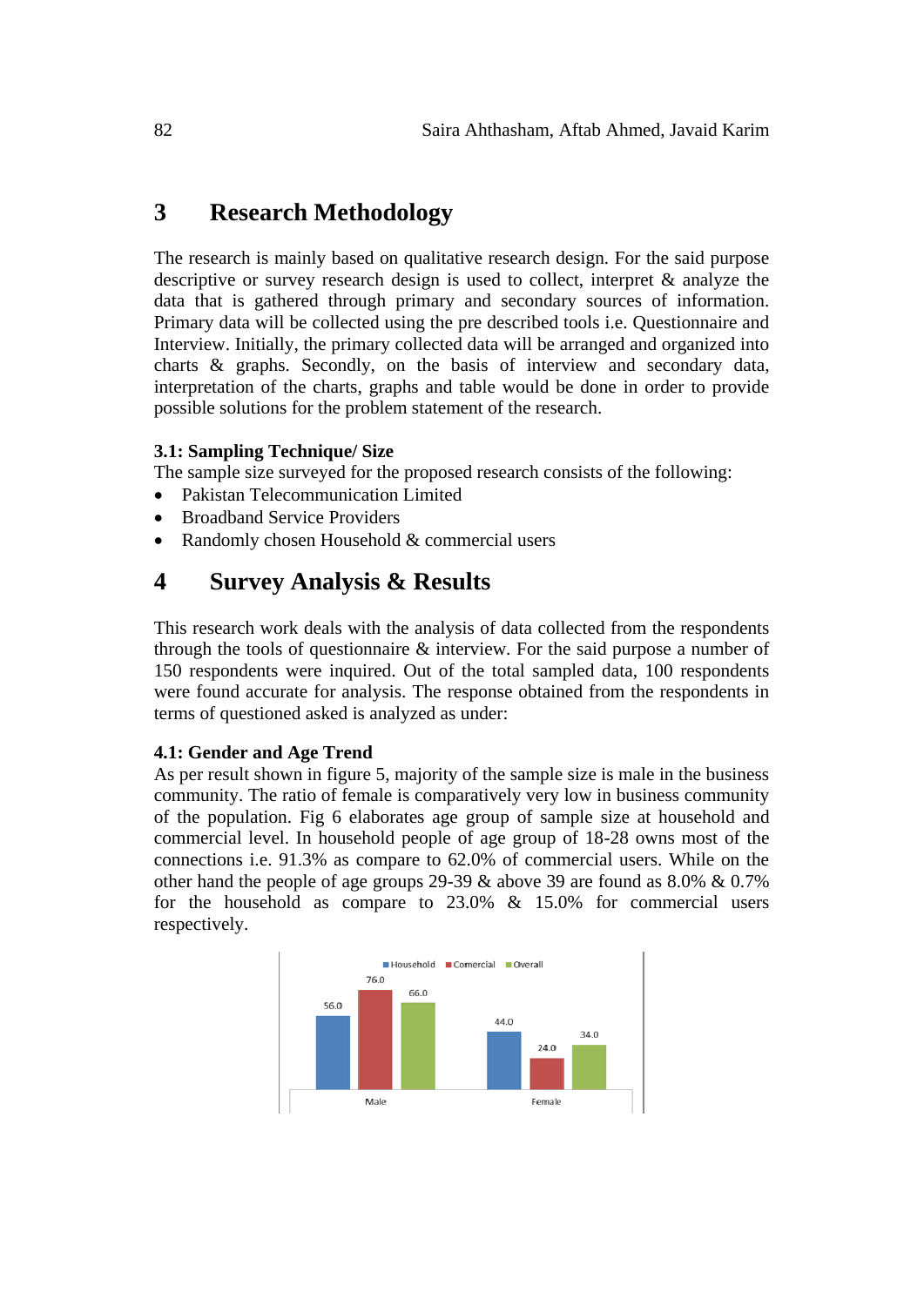# 3 Research Methodology

The research is mainly based on qualitative research design. For the said purpose descriptive or survey research design is used to collect, interpret & analyze the data that is gathered through primary and secondary sources of information. Primary data will be collected using the pre described tools i.e. Questionnaire and Interview. Initially, the primary collected data will be arranged and organized into charts & graphs. Secondly, on the basis of interview and secondary data, interpretation of the charts, graphs and table would be done in order to provide possible solutions for the problem statement of the research.

### 3.1: Sampling Technique/ Size

The sample size surveyed for the proposed research consists of the following:

- Pakistan Telecommunication Limited
- Broadband Service Providers
- Randomly chosen Household & commercial users

# 4 Survey Analysis & Results

This research work deals with the analysis of data collected from the respondents through the tools of questionnaire & interview. For the said purpose a number of 150 respondents were inquired. Out of the total sampled data, 100 respondents were found accurate for analysis. The response obtained from the respondents in terms of questioned asked is analyzed as under:

### 4.1: Gender and Age Trend

As per result shown in figure 5, majority of the sample size is male in the business community. The ratio of female is comparatively very low in business community of the population. Fig 6 elaborates age group of sample size at household and commercial level. In household people of age group of 18-28 owns most of the connections i.e. 91.3% as compare to 62.0% of commercial users. While on the other hand the people of age groups 29-39 & above 39 are found as 8.0% & 0.7% for the household as compare to 23.0% & 15.0% for commercial users respectively.

| | Household | Comercial | Overall |
|---|---|---|---|
| Male | 56.0 | 76.0 | 66.0 |
| Female | 44.0 | 24.0 | 34.0 |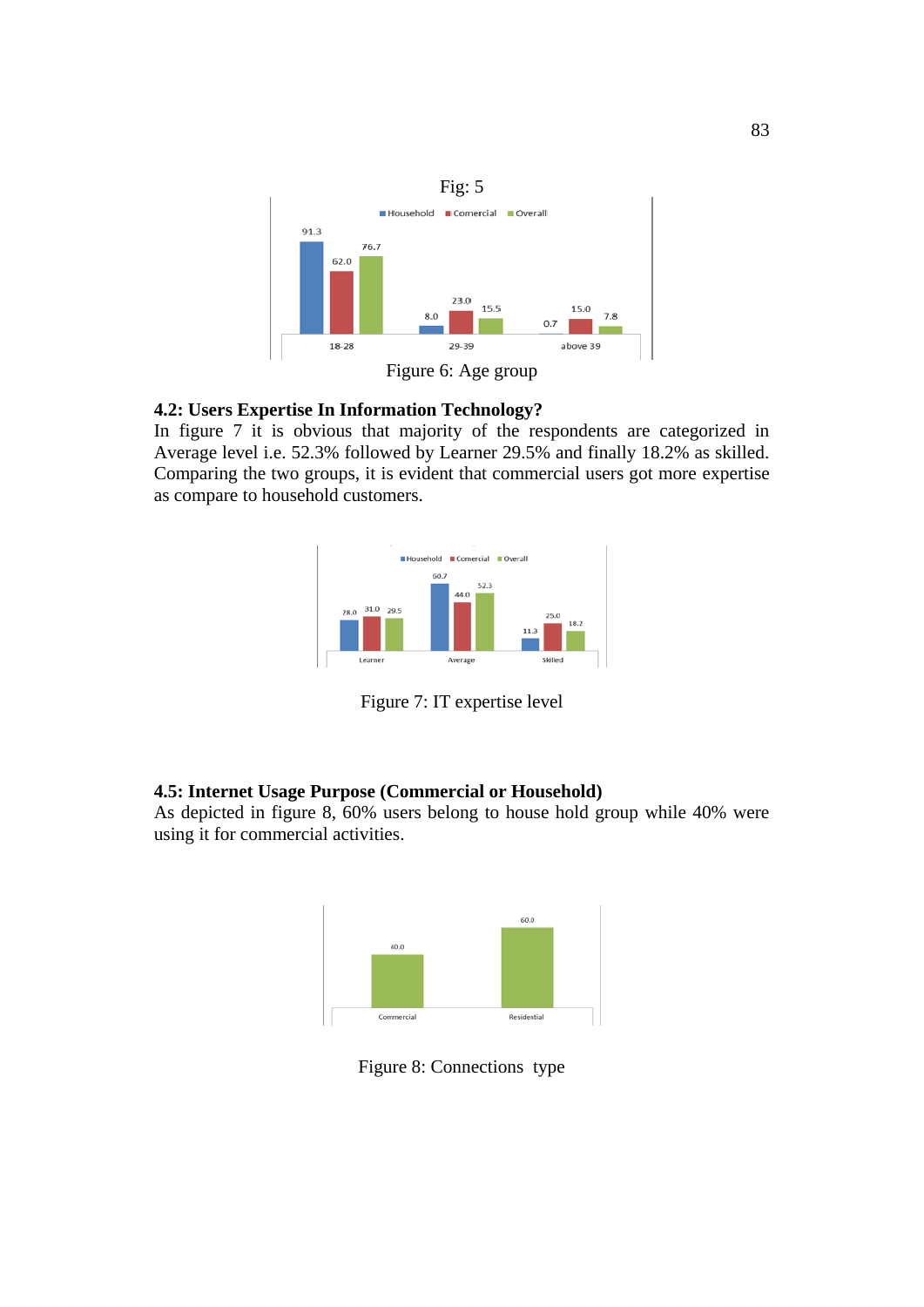Fig: 5

Figure 6: Age group

### 4.2: Users Expertise In Information Technology?

In figure 7 it is obvious that majority of the respondents are categorized in Average level i.e. 52.3% followed by Learner 29.5% and finally 18.2% as skilled. Comparing the two groups, it is evident that commercial users got more expertise as compare to household customers.

Figure 7: IT expertise level

### 4.5: Internet Usage Purpose (Commercial or Household)

As depicted in figure 8, 60% users belong to house hold group while 40% were using it for commercial activities.

Figure 8: Connections type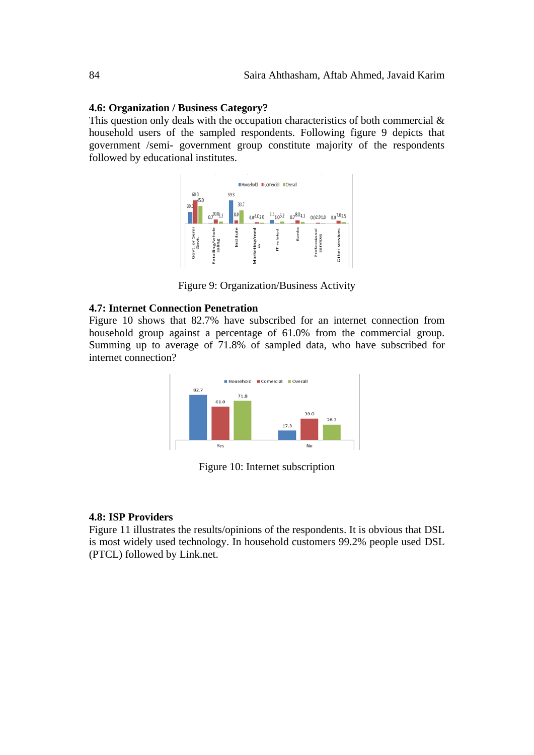### 4.6: Organization / Business Category?

This question only deals with the occupation characteristics of both commercial & household users of the sampled respondents. Following figure 9 depicts that government /semi- government group constitute majority of the respondents followed by educational institutes.

Figure 9: Organization/Business Activity

### 4.7: Internet Connection Penetration

Figure 10 shows that 82.7% have subscribed for an internet connection from household group against a percentage of 61.0% from the commercial group. Summing up to average of 71.8% of sampled data, who have subscribed for internet connection?

Figure 10: Internet subscription

### 4.8: ISP Providers

Figure 11 illustrates the results/opinions of the respondents. It is obvious that DSL is most widely used technology. In household customers 99.2% people used DSL (PTCL) followed by Link.net.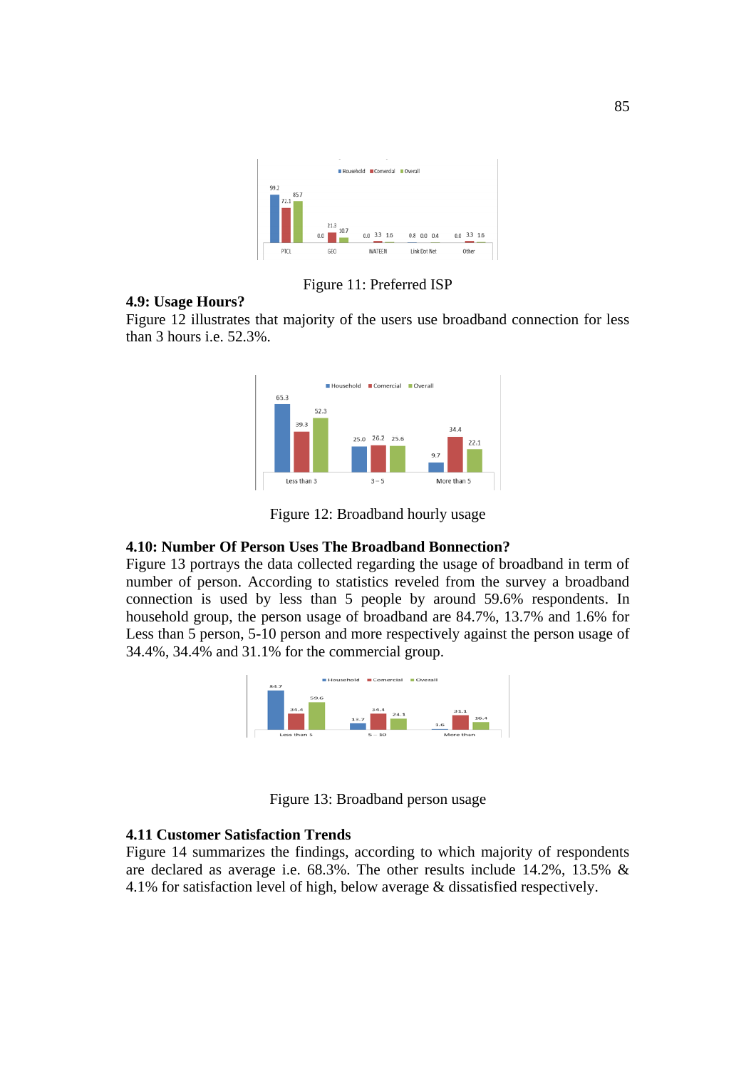Figure 11: Preferred ISP

### 4.9: Usage Hours?

Figure 12 illustrates that majority of the users use broadband connection for less than 3 hours i.e. 52.3%.

Figure 12: Broadband hourly usage

### 4.10: Number Of Person Uses The Broadband Bonnection?

Figure 13 portrays the data collected regarding the usage of broadband in term of number of person. According to statistics reveled from the survey a broadband connection is used by less than 5 people by around 59.6% respondents. In household group, the person usage of broadband are 84.7%, 13.7% and 1.6% for Less than 5 person, 5-10 person and more respectively against the person usage of 34.4%, 34.4% and 31.1% for the commercial group.

Figure 13: Broadband person usage

### 4.11 Customer Satisfaction Trends

Figure 14 summarizes the findings, according to which majority of respondents are declared as average i.e. 68.3%. The other results include 14.2%, 13.5% & 4.1% for satisfaction level of high, below average & dissatisfied respectively.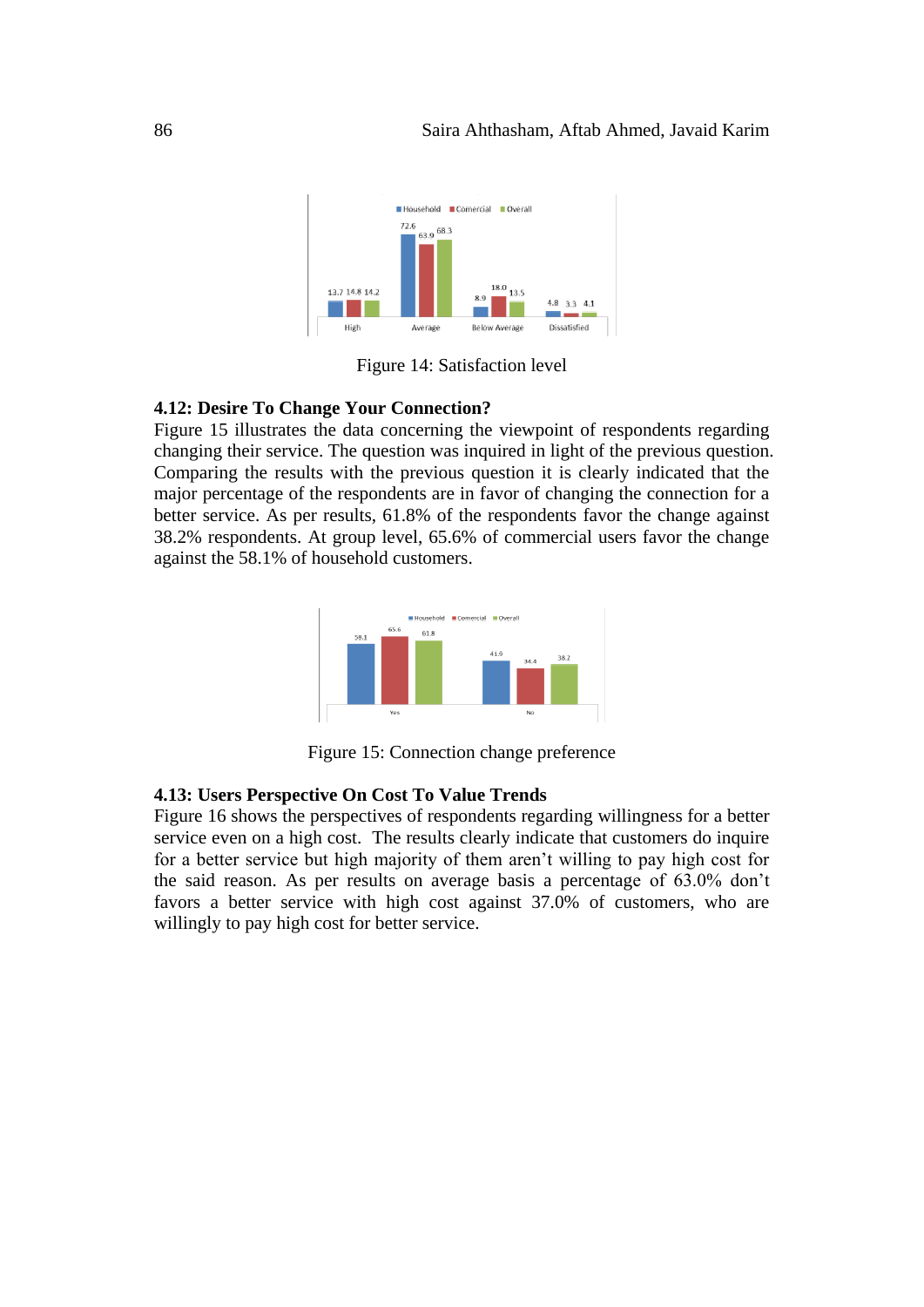Figure 14: Satisfaction level

**4.12: Desire To Change Your Connection?**

Figure 15 illustrates the data concerning the viewpoint of respondents regarding changing their service. The question was inquired in light of the previous question. Comparing the results with the previous question it is clearly indicated that the major percentage of the respondents are in favor of changing the connection for a better service. As per results, 61.8% of the respondents favor the change against 38.2% respondents. At group level, 65.6% of commercial users favor the change against the 58.1% of household customers.

Figure 15: Connection change preference

**4.13: Users Perspective On Cost To Value Trends**

Figure 16 shows the perspectives of respondents regarding willingness for a better service even on a high cost. The results clearly indicate that customers do inquire for a better service but high majority of them aren't willing to pay high cost for the said reason. As per results on average basis a percentage of 63.0% don't favors a better service with high cost against 37.0% of customers, who are willingly to pay high cost for better service.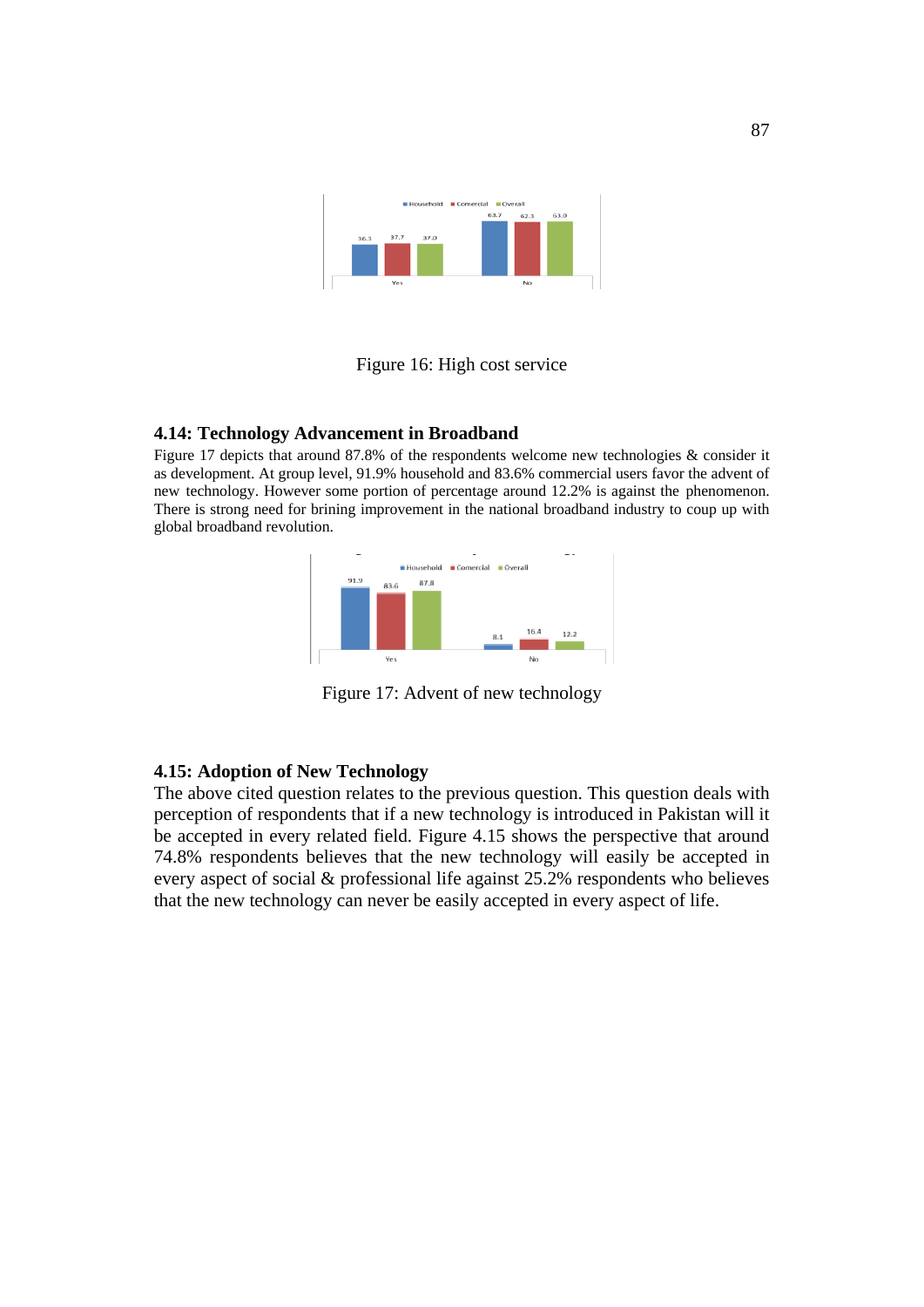Figure 16: High cost service

### 4.14: Technology Advancement in Broadband

Figure 17 depicts that around 87.8% of the respondents welcome new technologies & consider it as development. At group level, 91.9% household and 83.6% commercial users favor the advent of new technology. However some portion of percentage around 12.2% is against the phenomenon. There is strong need for brining improvement in the national broadband industry to coup up with global broadband revolution.

Figure 17: Advent of new technology

### 4.15: Adoption of New Technology

The above cited question relates to the previous question. This question deals with perception of respondents that if a new technology is introduced in Pakistan will it be accepted in every related field. Figure 4.15 shows the perspective that around 74.8% respondents believes that the new technology will easily be accepted in every aspect of social & professional life against 25.2% respondents who believes that the new technology can never be easily accepted in every aspect of life.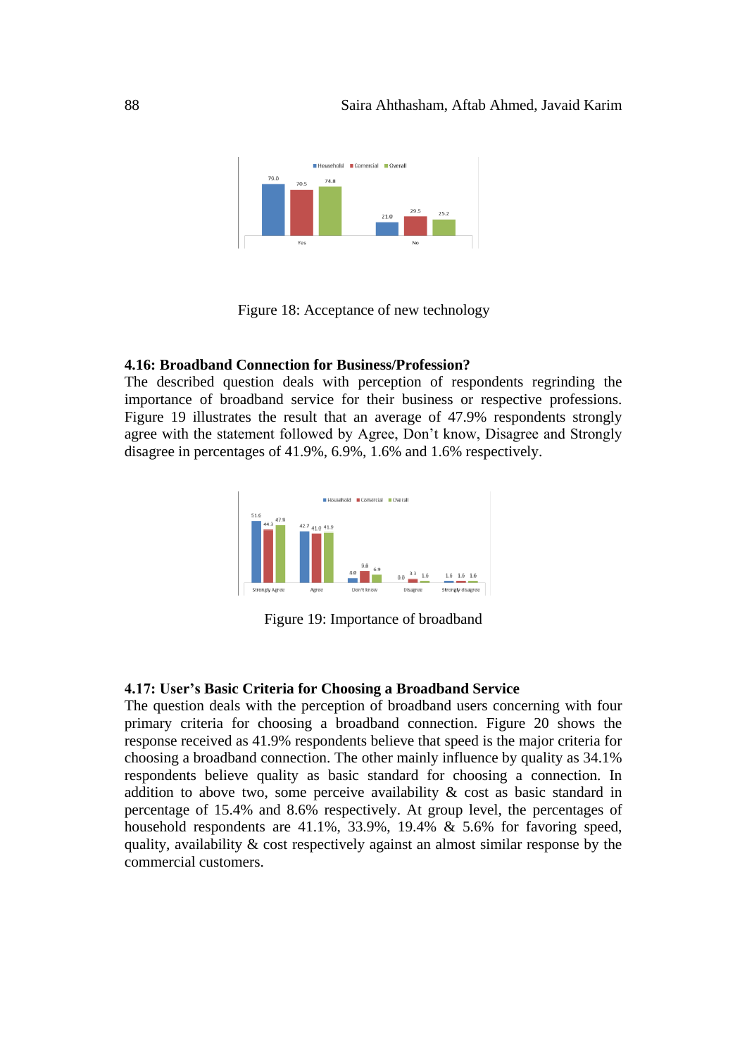Figure 18: Acceptance of new technology

### 4.16: Broadband Connection for Business/Profession?

The described question deals with perception of respondents regrinding the importance of broadband service for their business or respective professions. Figure 19 illustrates the result that an average of 47.9% respondents strongly agree with the statement followed by Agree, Don't know, Disagree and Strongly disagree in percentages of 41.9%, 6.9%, 1.6% and 1.6% respectively.

Figure 19: Importance of broadband

### 4.17: User's Basic Criteria for Choosing a Broadband Service

The question deals with the perception of broadband users concerning with four primary criteria for choosing a broadband connection. Figure 20 shows the response received as 41.9% respondents believe that speed is the major criteria for choosing a broadband connection. The other mainly influence by quality as 34.1% respondents believe quality as basic standard for choosing a connection. In addition to above two, some perceive availability & cost as basic standard in percentage of 15.4% and 8.6% respectively. At group level, the percentages of household respondents are 41.1%, 33.9%, 19.4% & 5.6% for favoring speed, quality, availability & cost respectively against an almost similar response by the commercial customers.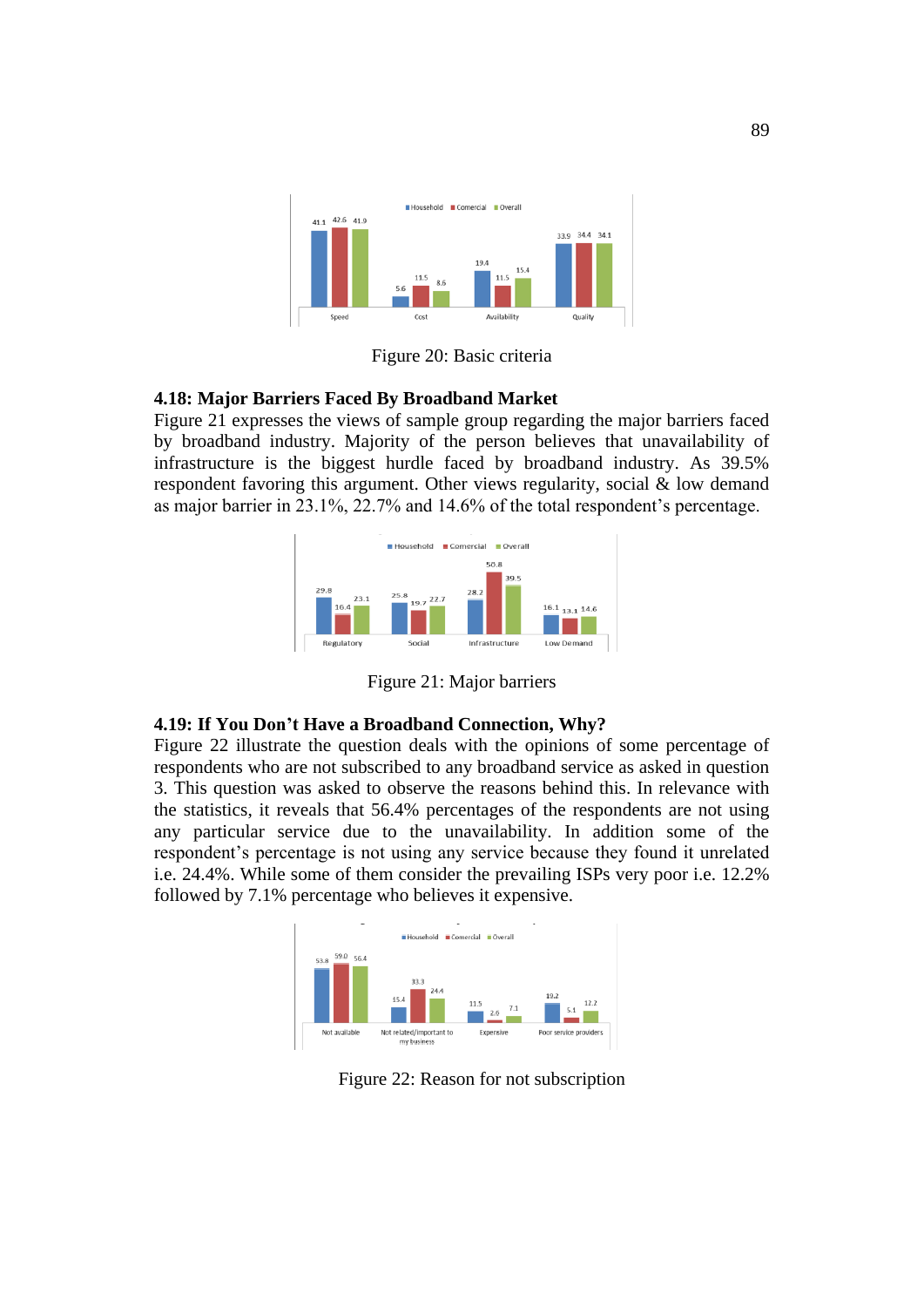Figure 20: Basic criteria

### 4.18: Major Barriers Faced By Broadband Market

Figure 21 expresses the views of sample group regarding the major barriers faced by broadband industry. Majority of the person believes that unavailability of infrastructure is the biggest hurdle faced by broadband industry. As 39.5% respondent favoring this argument. Other views regularity, social & low demand as major barrier in 23.1%, 22.7% and 14.6% of the total respondent's percentage.

Figure 21: Major barriers

### 4.19: If You Don't Have a Broadband Connection, Why?

Figure 22 illustrate the question deals with the opinions of some percentage of respondents who are not subscribed to any broadband service as asked in question 3. This question was asked to observe the reasons behind this. In relevance with the statistics, it reveals that 56.4% percentages of the respondents are not using any particular service due to the unavailability. In addition some of the respondent's percentage is not using any service because they found it unrelated i.e. 24.4%. While some of them consider the prevailing ISPs very poor i.e. 12.2% followed by 7.1% percentage who believes it expensive.

Figure 22: Reason for not subscription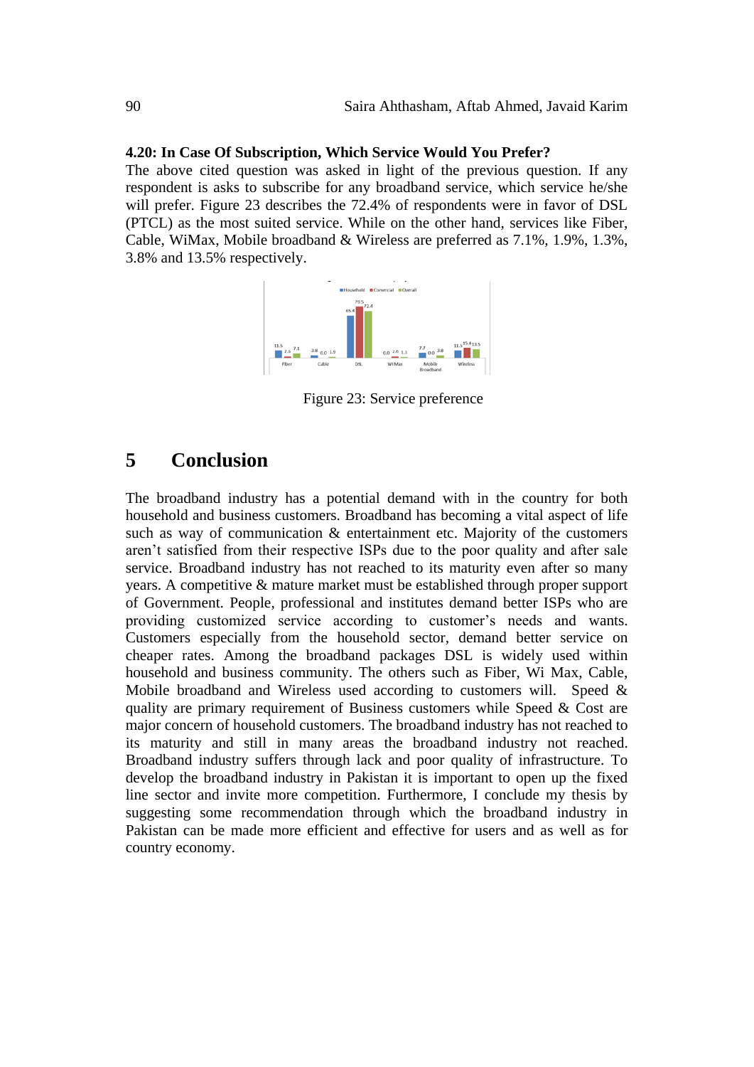**4.20: In Case Of Subscription, Which Service Would You Prefer?**

The above cited question was asked in light of the previous question. If any respondent is asks to subscribe for any broadband service, which service he/she will prefer. Figure 23 describes the 72.4% of respondents were in favor of DSL (PTCL) as the most suited service. While on the other hand, services like Fiber, Cable, WiMax, Mobile broadband & Wireless are preferred as 7.1%, 1.9%, 1.3%, 3.8% and 13.5% respectively.

Figure 23: Service preference

# 5 Conclusion

The broadband industry has a potential demand with in the country for both household and business customers. Broadband has becoming a vital aspect of life such as way of communication & entertainment etc. Majority of the customers aren't satisfied from their respective ISPs due to the poor quality and after sale service. Broadband industry has not reached to its maturity even after so many years. A competitive & mature market must be established through proper support of Government. People, professional and institutes demand better ISPs who are providing customized service according to customer's needs and wants. Customers especially from the household sector, demand better service on cheaper rates. Among the broadband packages DSL is widely used within household and business community. The others such as Fiber, Wi Max, Cable, Mobile broadband and Wireless used according to customers will. Speed & quality are primary requirement of Business customers while Speed & Cost are major concern of household customers. The broadband industry has not reached to its maturity and still in many areas the broadband industry not reached. Broadband industry suffers through lack and poor quality of infrastructure. To develop the broadband industry in Pakistan it is important to open up the fixed line sector and invite more competition. Furthermore, I conclude my thesis by suggesting some recommendation through which the broadband industry in Pakistan can be made more efficient and effective for users and as well as for country economy.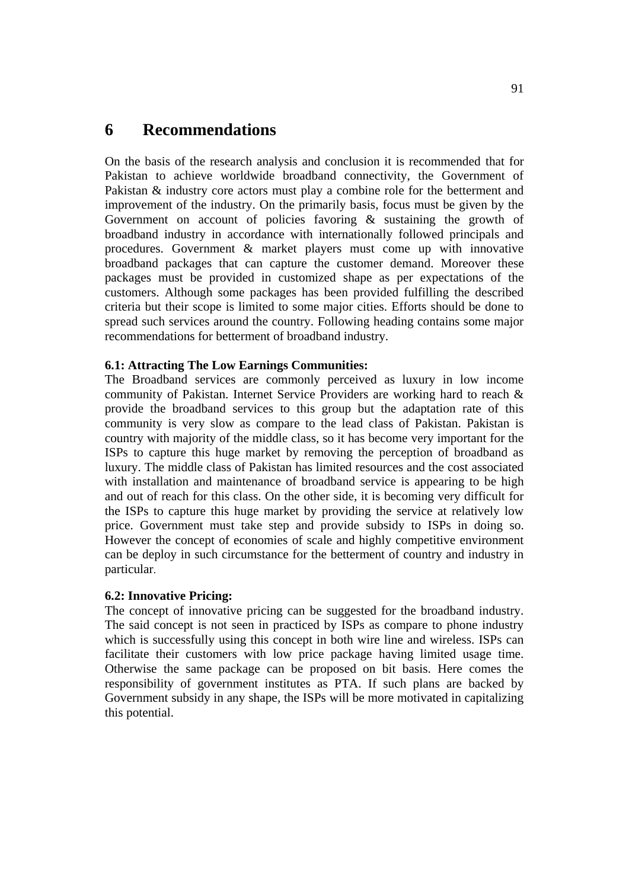# 6 Recommendations

On the basis of the research analysis and conclusion it is recommended that for Pakistan to achieve worldwide broadband connectivity, the Government of Pakistan & industry core actors must play a combine role for the betterment and improvement of the industry. On the primarily basis, focus must be given by the Government on account of policies favoring & sustaining the growth of broadband industry in accordance with internationally followed principals and procedures. Government & market players must come up with innovative broadband packages that can capture the customer demand. Moreover these packages must be provided in customized shape as per expectations of the customers. Although some packages has been provided fulfilling the described criteria but their scope is limited to some major cities. Efforts should be done to spread such services around the country. Following heading contains some major recommendations for betterment of broadband industry.

**6.1: Attracting The Low Earnings Communities:**

The Broadband services are commonly perceived as luxury in low income community of Pakistan. Internet Service Providers are working hard to reach & provide the broadband services to this group but the adaptation rate of this community is very slow as compare to the lead class of Pakistan. Pakistan is country with majority of the middle class, so it has become very important for the ISPs to capture this huge market by removing the perception of broadband as luxury. The middle class of Pakistan has limited resources and the cost associated with installation and maintenance of broadband service is appearing to be high and out of reach for this class. On the other side, it is becoming very difficult for the ISPs to capture this huge market by providing the service at relatively low price. Government must take step and provide subsidy to ISPs in doing so. However the concept of economies of scale and highly competitive environment can be deploy in such circumstance for the betterment of country and industry in particular.

**6.2: Innovative Pricing:**

The concept of innovative pricing can be suggested for the broadband industry. The said concept is not seen in practiced by ISPs as compare to phone industry which is successfully using this concept in both wire line and wireless. ISPs can facilitate their customers with low price package having limited usage time. Otherwise the same package can be proposed on bit basis. Here comes the responsibility of government institutes as PTA. If such plans are backed by Government subsidy in any shape, the ISPs will be more motivated in capitalizing this potential.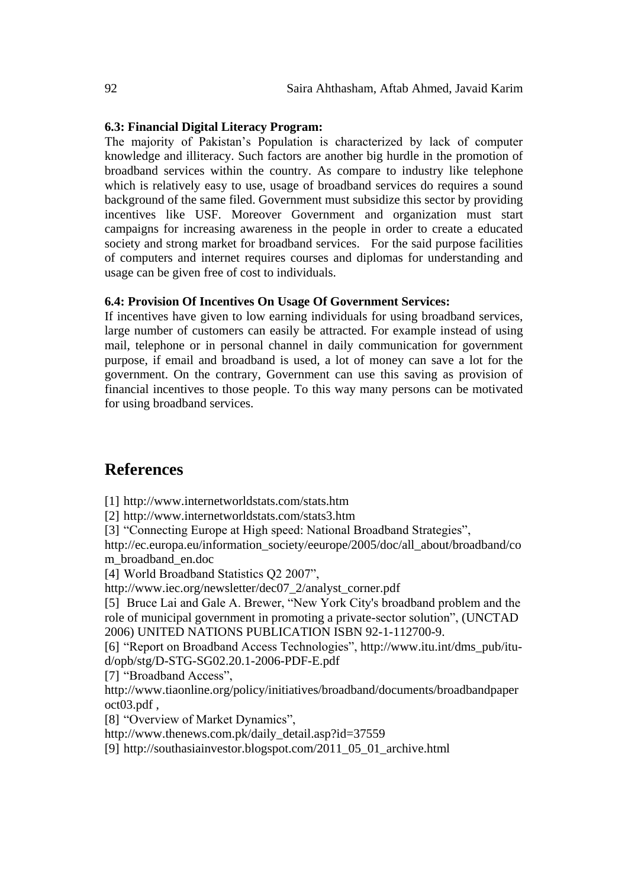#### 6.3: Financial Digital Literacy Program:

The majority of Pakistan's Population is characterized by lack of computer knowledge and illiteracy. Such factors are another big hurdle in the promotion of broadband services within the country. As compare to industry like telephone which is relatively easy to use, usage of broadband services do requires a sound background of the same filed. Government must subsidize this sector by providing incentives like USF. Moreover Government and organization must start campaigns for increasing awareness in the people in order to create a educated society and strong market for broadband services. For the said purpose facilities of computers and internet requires courses and diplomas for understanding and usage can be given free of cost to individuals.

#### 6.4: Provision Of Incentives On Usage Of Government Services:

If incentives have given to low earning individuals for using broadband services, large number of customers can easily be attracted. For example instead of using mail, telephone or in personal channel in daily communication for government purpose, if email and broadband is used, a lot of money can save a lot for the government. On the contrary, Government can use this saving as provision of financial incentives to those people. To this way many persons can be motivated for using broadband services.

## References

[1] http://www.internetworldstats.com/stats.htm

[2] http://www.internetworldstats.com/stats3.htm

[3] "Connecting Europe at High speed: National Broadband Strategies", http://ec.europa.eu/information_society/eeurope/2005/doc/all_about/broadband/com_broadband_en.doc

[4] World Broadband Statistics Q2 2007", http://www.iec.org/newsletter/dec07_2/analyst_corner.pdf

[5] Bruce Lai and Gale A. Brewer, "New York City's broadband problem and the role of municipal government in promoting a private-sector solution", (UNCTAD 2006) UNITED NATIONS PUBLICATION ISBN 92-1-112700-9.

[6] "Report on Broadband Access Technologies", http://www.itu.int/dms_pub/itu-d/opb/stg/D-STG-SG02.20.1-2006-PDF-E.pdf

[7] "Broadband Access", http://www.tiaonline.org/policy/initiatives/broadband/documents/broadbandpaperoct03.pdf ,

[8] "Overview of Market Dynamics", http://www.thenews.com.pk/daily_detail.asp?id=37559

[9] http://southasiainvestor.blogspot.com/2011_05_01_archive.html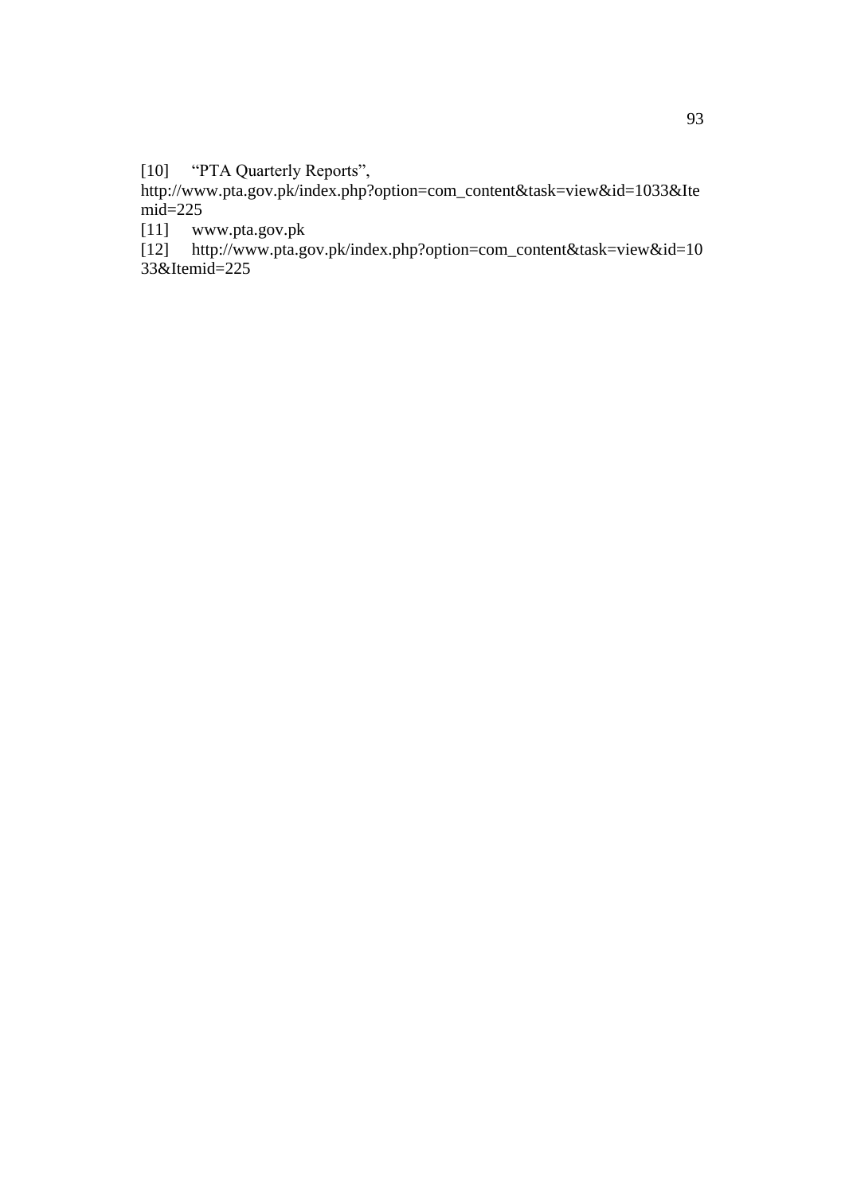[10] "PTA Quarterly Reports", http://www.pta.gov.pk/index.php?option=com_content&task=view&id=1033&Itemid=225

[11] www.pta.gov.pk

[12] http://www.pta.gov.pk/index.php?option=com_content&task=view&id=1033&Itemid=225